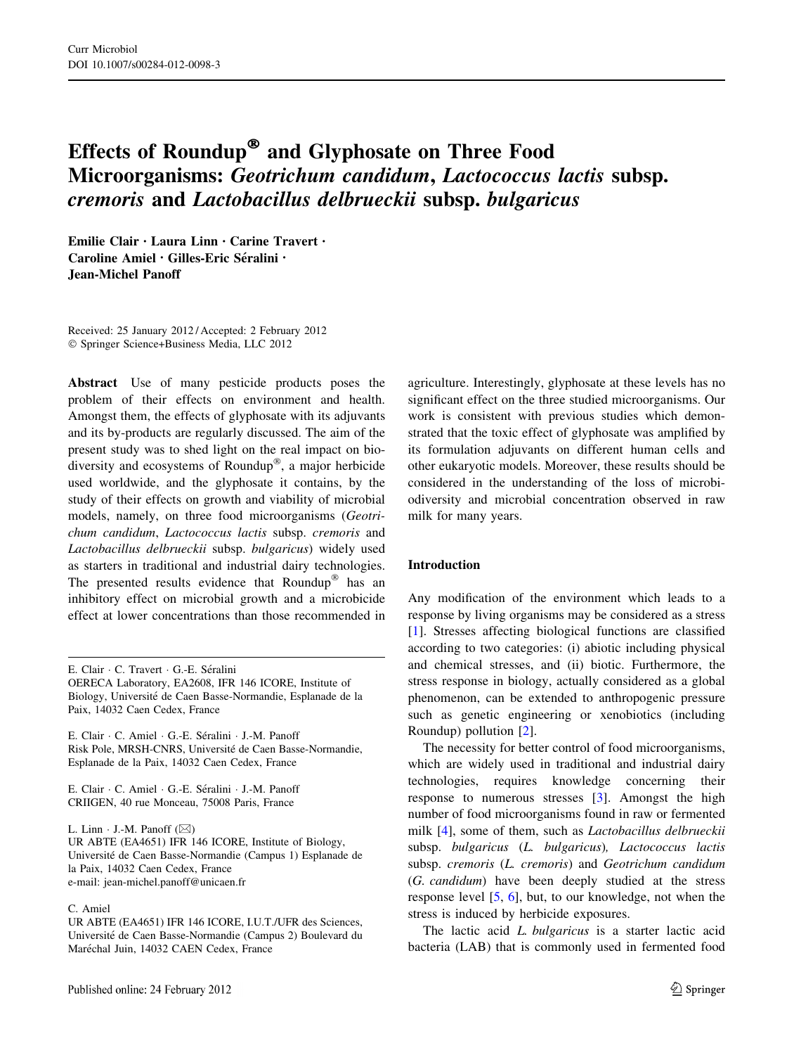# Effects of Roundup® and Glyphosate on Three Food Microorganisms: *Geotrichum candidum*, *Lactococcus lactis* subsp. *cremoris* and *Lactobacillus delbrueckii* subsp. *bulgaricus*

**Emilie Clair · Laura Linn · Carine Travert · Caroline Amiel · Gilles-Eric Séralini · Jean-Michel Panoff**

Received: 25 January 2012 / Accepted: 2 February 2012
© Springer Science+Business Media, LLC 2012

**Abstract** Use of many pesticide products poses the problem of their effects on environment and health. Amongst them, the effects of glyphosate with its adjuvants and its by-products are regularly discussed. The aim of the present study was to shed light on the real impact on biodiversity and ecosystems of Roundup®, a major herbicide used worldwide, and the glyphosate it contains, by the study of their effects on growth and viability of microbial models, namely, on three food microorganisms (*Geotrichum candidum*, *Lactococcus lactis* subsp. *cremoris* and *Lactobacillus delbrueckii* subsp. *bulgaricus*) widely used as starters in traditional and industrial dairy technologies. The presented results evidence that Roundup® has an inhibitory effect on microbial growth and a microbicide effect at lower concentrations than those recommended in agriculture. Interestingly, glyphosate at these levels has no significant effect on the three studied microorganisms. Our work is consistent with previous studies which demonstrated that the toxic effect of glyphosate was amplified by its formulation adjuvants on different human cells and other eukaryotic models. Moreover, these results should be considered in the understanding of the loss of microbiodiversity and microbial concentration observed in raw milk for many years.

E. Clair · C. Travert · G.-E. Séralini
OERECA Laboratory, EA2608, IFR 146 ICORE, Institute of Biology, Université de Caen Basse-Normandie, Esplanade de la Paix, 14032 Caen Cedex, France

E. Clair · C. Amiel · G.-E. Séralini · J.-M. Panoff
Risk Pole, MRSH-CNRS, Université de Caen Basse-Normandie, Esplanade de la Paix, 14032 Caen Cedex, France

E. Clair · C. Amiel · G.-E. Séralini · J.-M. Panoff
CRIIGEN, 40 rue Monceau, 75008 Paris, France

L. Linn · J.-M. Panoff (✉)
UR ABTE (EA4651) IFR 146 ICORE, Institute of Biology, Université de Caen Basse-Normandie (Campus 1) Esplanade de la Paix, 14032 Caen Cedex, France
e-mail: jean-michel.panoff@unicaen.fr

C. Amiel
UR ABTE (EA4651) IFR 146 ICORE, I.U.T./UFR des Sciences, Université de Caen Basse-Normandie (Campus 2) Boulevard du Maréchal Juin, 14032 CAEN Cedex, France

## Introduction

Any modification of the environment which leads to a response by living organisms may be considered as a stress [1]. Stresses affecting biological functions are classified according to two categories: (i) abiotic including physical and chemical stresses, and (ii) biotic. Furthermore, the stress response in biology, actually considered as a global phenomenon, can be extended to anthropogenic pressure such as genetic engineering or xenobiotics (including Roundup) pollution [2].

The necessity for better control of food microorganisms, which are widely used in traditional and industrial dairy technologies, requires knowledge concerning their response to numerous stresses [3]. Amongst the high number of food microorganisms found in raw or fermented milk [4], some of them, such as *Lactobacillus delbrueckii* subsp. *bulgaricus* (*L. bulgaricus*), *Lactococcus lactis* subsp. *cremoris* (*L. cremoris*) and *Geotrichum candidum* (*G. candidum*) have been deeply studied at the stress response level [5, 6], but, to our knowledge, not when the stress is induced by herbicide exposures.

The lactic acid *L. bulgaricus* is a starter lactic acid bacteria (LAB) that is commonly used in fermented food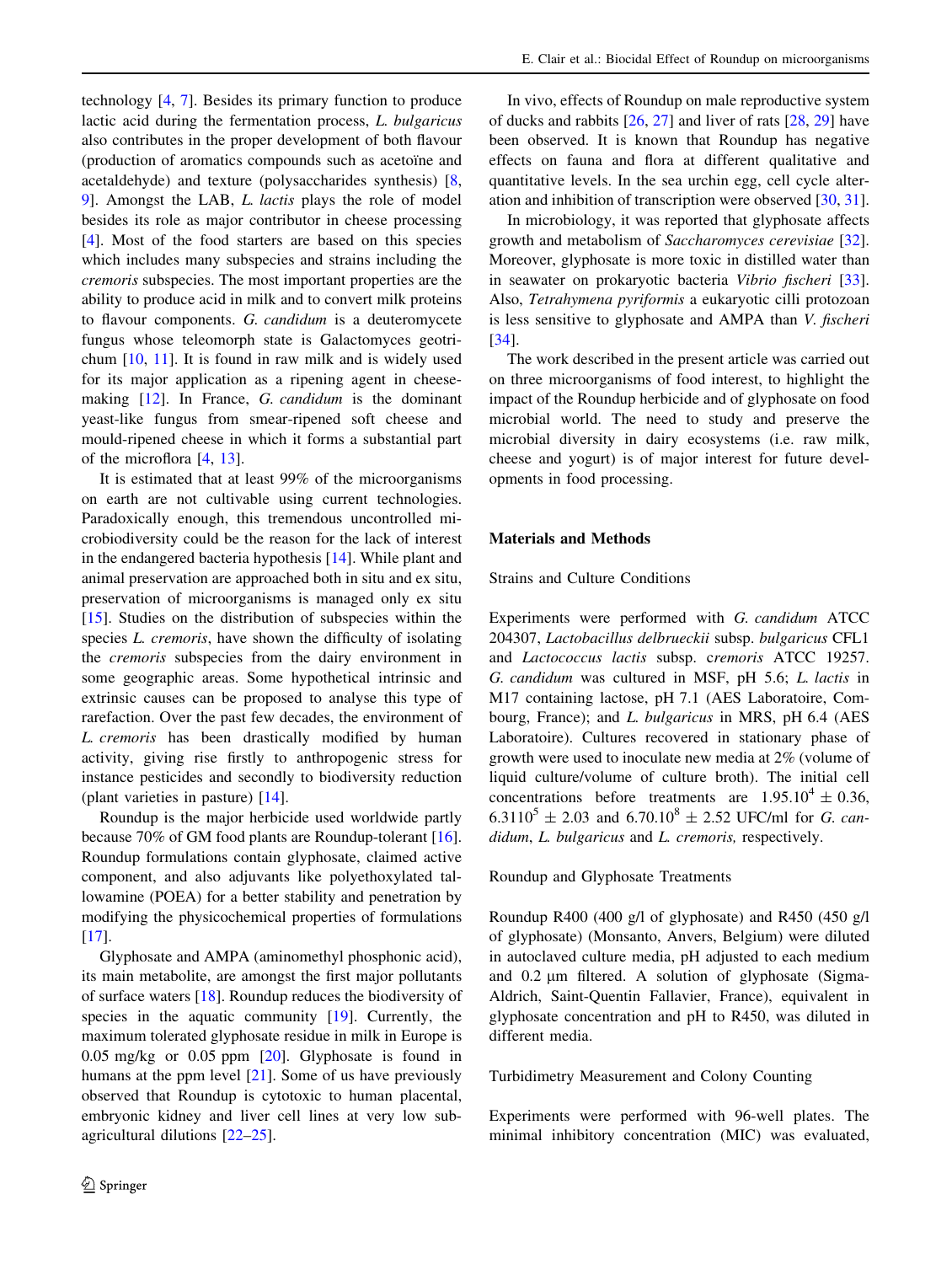technology [4, 7]. Besides its primary function to produce lactic acid during the fermentation process, *L. bulgaricus* also contributes in the proper development of both flavour (production of aromatics compounds such as acetoïne and acetaldehyde) and texture (polysaccharides synthesis) [8, 9]. Amongst the LAB, *L. lactis* plays the role of model besides its role as major contributor in cheese processing [4]. Most of the food starters are based on this species which includes many subspecies and strains including the *cremoris* subspecies. The most important properties are the ability to produce acid in milk and to convert milk proteins to flavour components. *G. candidum* is a deuteromycete fungus whose teleomorph state is Galactomyces geotrichum [10, 11]. It is found in raw milk and is widely used for its major application as a ripening agent in cheese-making [12]. In France, *G. candidum* is the dominant yeast-like fungus from smear-ripened soft cheese and mould-ripened cheese in which it forms a substantial part of the microflora [4, 13].

It is estimated that at least 99% of the microorganisms on earth are not cultivable using current technologies. Paradoxically enough, this tremendous uncontrolled microbiodiversity could be the reason for the lack of interest in the endangered bacteria hypothesis [14]. While plant and animal preservation are approached both in situ and ex situ, preservation of microorganisms is managed only ex situ [15]. Studies on the distribution of subspecies within the species *L. cremoris*, have shown the difficulty of isolating the *cremoris* subspecies from the dairy environment in some geographic areas. Some hypothetical intrinsic and extrinsic causes can be proposed to analyse this type of rarefaction. Over the past few decades, the environment of *L. cremoris* has been drastically modified by human activity, giving rise firstly to anthropogenic stress for instance pesticides and secondly to biodiversity reduction (plant varieties in pasture) [14].

Roundup is the major herbicide used worldwide partly because 70% of GM food plants are Roundup-tolerant [16]. Roundup formulations contain glyphosate, claimed active component, and also adjuvants like polyethoxylated tallowamine (POEA) for a better stability and penetration by modifying the physicochemical properties of formulations [17].

Glyphosate and AMPA (aminomethyl phosphonic acid), its main metabolite, are amongst the first major pollutants of surface waters [18]. Roundup reduces the biodiversity of species in the aquatic community [19]. Currently, the maximum tolerated glyphosate residue in milk in Europe is 0.05 mg/kg or 0.05 ppm [20]. Glyphosate is found in humans at the ppm level [21]. Some of us have previously observed that Roundup is cytotoxic to human placental, embryonic kidney and liver cell lines at very low sub-agricultural dilutions [22–25].

In vivo, effects of Roundup on male reproductive system of ducks and rabbits [26, 27] and liver of rats [28, 29] have been observed. It is known that Roundup has negative effects on fauna and flora at different qualitative and quantitative levels. In the sea urchin egg, cell cycle alteration and inhibition of transcription were observed [30, 31].

In microbiology, it was reported that glyphosate affects growth and metabolism of *Saccharomyces cerevisiae* [32]. Moreover, glyphosate is more toxic in distilled water than in seawater on prokaryotic bacteria *Vibrio fischeri* [33]. Also, *Tetrahymena pyriformis* a eukaryotic cilli protozoan is less sensitive to glyphosate and AMPA than *V. fischeri* [34].

The work described in the present article was carried out on three microorganisms of food interest, to highlight the impact of the Roundup herbicide and of glyphosate on food microbial world. The need to study and preserve the microbial diversity in dairy ecosystems (i.e. raw milk, cheese and yogurt) is of major interest for future developments in food processing.

## Materials and Methods

### Strains and Culture Conditions

Experiments were performed with *G. candidum* ATCC 204307, *Lactobacillus delbrueckii* subsp. *bulgaricus* CFL1 and *Lactococcus lactis* subsp. *cremoris* ATCC 19257. *G. candidum* was cultured in MSF, pH 5.6; *L. lactis* in M17 containing lactose, pH 7.1 (AES Laboratoire, Combourg, France); and *L. bulgaricus* in MRS, pH 6.4 (AES Laboratoire). Cultures recovered in stationary phase of growth were used to inoculate new media at 2% (volume of liquid culture/volume of culture broth). The initial cell concentrations before treatments are $1.95.10^4 \pm 0.36$, $6.3110^5 \pm 2.03$ and $6.70.10^8 \pm 2.52$ UFC/ml for *G. candidum*, *L. bulgaricus* and *L. cremoris,* respectively.

### Roundup and Glyphosate Treatments

Roundup R400 (400 g/l of glyphosate) and R450 (450 g/l of glyphosate) (Monsanto, Anvers, Belgium) were diluted in autoclaved culture media, pH adjusted to each medium and 0.2 µm filtered. A solution of glyphosate (Sigma-Aldrich, Saint-Quentin Fallavier, France), equivalent in glyphosate concentration and pH to R450, was diluted in different media.

### Turbidimetry Measurement and Colony Counting

Experiments were performed with 96-well plates. The minimal inhibitory concentration (MIC) was evaluated,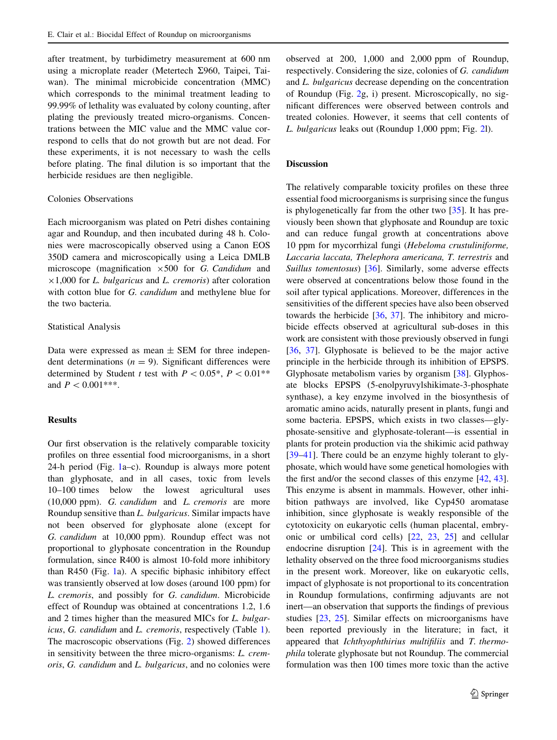after treatment, by turbidimetry measurement at 600 nm using a microplate reader (Metertech Σ960, Taipei, Taiwan). The minimal microbicide concentration (MMC) which corresponds to the minimal treatment leading to 99.99% of lethality was evaluated by colony counting, after plating the previously treated micro-organisms. Concentrations between the MIC value and the MMC value correspond to cells that do not growth but are not dead. For these experiments, it is not necessary to wash the cells before plating. The final dilution is so important that the herbicide residues are then negligible.

### Colonies Observations

Each microorganism was plated on Petri dishes containing agar and Roundup, and then incubated during 48 h. Colonies were macroscopically observed using a Canon EOS 350D camera and microscopically using a Leica DMLB microscope (magnification ×500 for *G. Candidum* and ×1,000 for *L. bulgaricus* and *L. cremoris*) after coloration with cotton blue for *G. candidum* and methylene blue for the two bacteria.

### Statistical Analysis

Data were expressed as mean ± SEM for three independent determinations ($n = 9$). Significant differences were determined by Student *t* test with $P < 0.05$*, $P < 0.01$** and $P < 0.001$***.

## Results

Our first observation is the relatively comparable toxicity profiles on three essential food microorganisms, in a short 24-h period (Fig. 1a–c). Roundup is always more potent than glyphosate, and in all cases, toxic from levels 10–100 times below the lowest agricultural uses (10,000 ppm). *G. candidum* and *L. cremoris* are more Roundup sensitive than *L. bulgaricus*. Similar impacts have not been observed for glyphosate alone (except for *G. candidum* at 10,000 ppm). Roundup effect was not proportional to glyphosate concentration in the Roundup formulation, since R400 is almost 10-fold more inhibitory than R450 (Fig. 1a). A specific biphasic inhibitory effect was transiently observed at low doses (around 100 ppm) for *L. cremoris*, and possibly for *G. candidum*. Microbicide effect of Roundup was obtained at concentrations 1.2, 1.6 and 2 times higher than the measured MICs for *L. bulgaricus*, *G. candidum* and *L. cremoris*, respectively (Table 1). The macroscopic observations (Fig. 2) showed differences in sensitivity between the three micro-organisms: *L. cremoris*, *G. candidum* and *L. bulgaricus*, and no colonies were observed at 200, 1,000 and 2,000 ppm of Roundup, respectively. Considering the size, colonies of *G. candidum* and *L. bulgaricus* decrease depending on the concentration of Roundup (Fig. 2g, i) present. Microscopically, no significant differences were observed between controls and treated colonies. However, it seems that cell contents of *L. bulgaricus* leaks out (Roundup 1,000 ppm; Fig. 2l).

## Discussion

The relatively comparable toxicity profiles on these three essential food microorganisms is surprising since the fungus is phylogenetically far from the other two [35]. It has previously been shown that glyphosate and Roundup are toxic and can reduce fungal growth at concentrations above 10 ppm for mycorrhizal fungi (*Hebeloma crustuliniforme, Laccaria laccata, Thelephora americana, T. terrestris* and *Suillus tomentosus*) [36]. Similarly, some adverse effects were observed at concentrations below those found in the soil after typical applications. Moreover, differences in the sensitivities of the different species have also been observed towards the herbicide [36, 37]. The inhibitory and microbicide effects observed at agricultural sub-doses in this work are consistent with those previously observed in fungi [36, 37]. Glyphosate is believed to be the major active principle in the herbicide through its inhibition of EPSPS. Glyphosate metabolism varies by organism [38]. Glyphosate blocks EPSPS (5-enolpyruvylshikimate-3-phosphate synthase), a key enzyme involved in the biosynthesis of aromatic amino acids, naturally present in plants, fungi and some bacteria. EPSPS, which exists in two classes—glyphosate-sensitive and glyphosate-tolerant—is essential in plants for protein production via the shikimic acid pathway [39–41]. There could be an enzyme highly tolerant to glyphosate, which would have some genetical homologies with the first and/or the second classes of this enzyme [42, 43]. This enzyme is absent in mammals. However, other inhibition pathways are involved, like Cyp450 aromatase inhibition, since glyphosate is weakly responsible of the cytotoxicity on eukaryotic cells (human placental, embryonic or umbilical cord cells) [22, 23, 25] and cellular endocrine disruption [24]. This is in agreement with the lethality observed on the three food microorganisms studies in the present work. Moreover, like on eukaryotic cells, impact of glyphosate is not proportional to its concentration in Roundup formulations, confirming adjuvants are not inert—an observation that supports the findings of previous studies [23, 25]. Similar effects on microorganisms have been reported previously in the literature; in fact, it appeared that *Ichthyophthirius multifiliis* and *T. thermophila* tolerate glyphosate but not Roundup. The commercial formulation was then 100 times more toxic than the active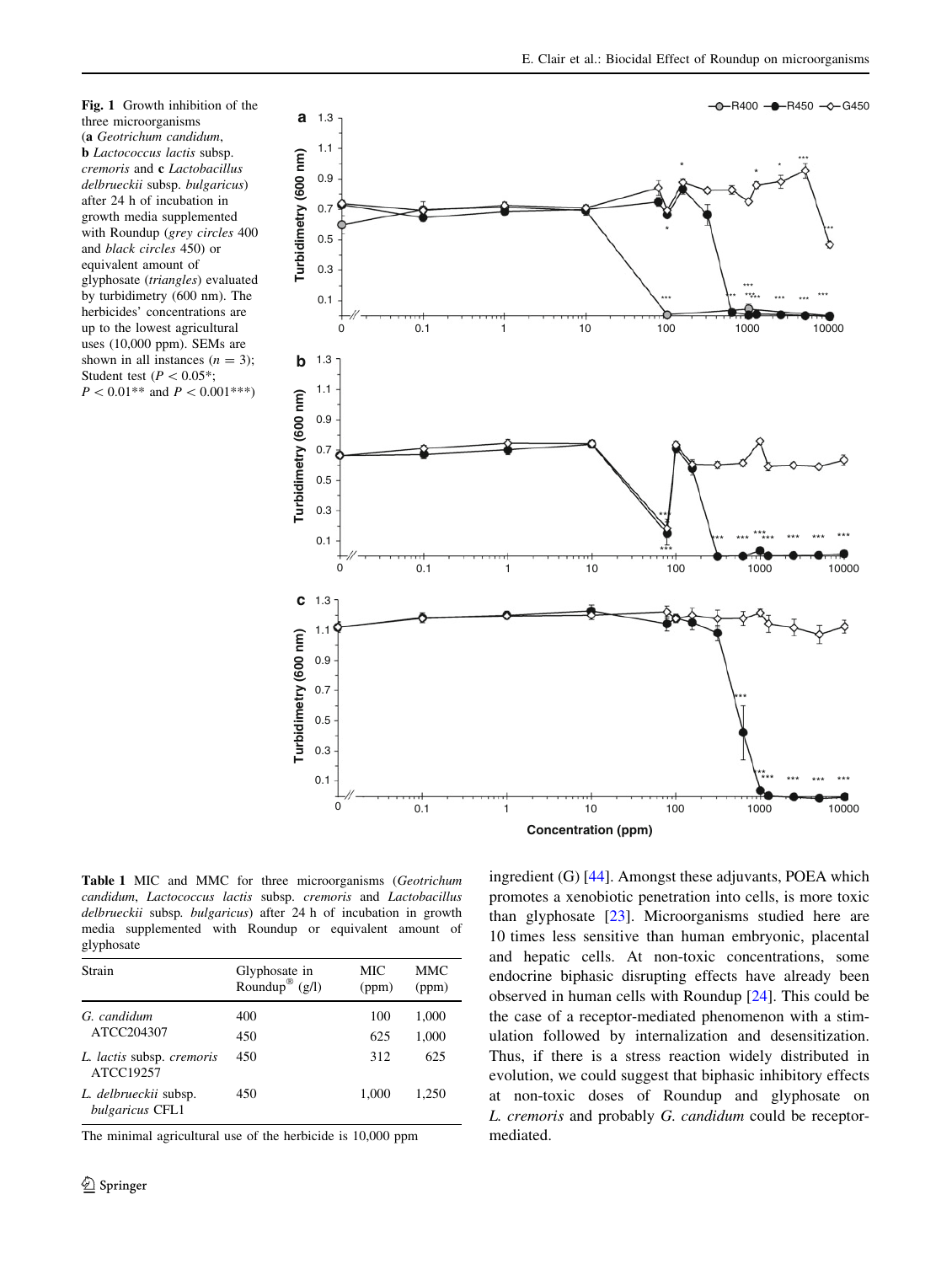**Fig. 1** Growth inhibition of the three microorganisms (**a** *Geotrichum candidum*, **b** *Lactococcus lactis* subsp. *cremoris* and **c** *Lactobacillus delbrueckii* subsp. *bulgaricus*) after 24 h of incubation in growth media supplemented with Roundup (*grey circles* 400 and *black circles* 450) or equivalent amount of glyphosate (*triangles*) evaluated by turbidimetry (600 nm). The herbicides' concentrations are up to the lowest agricultural uses (10,000 ppm). SEMs are shown in all instances ($n = 3$); Student test ($P < 0.05$*; $P < 0.01$** and $P < 0.001$***)

**Table 1** MIC and MMC for three microorganisms (*Geotrichum candidum*, *Lactococcus lactis* subsp. *cremoris* and *Lactobacillus delbrueckii* subsp. *bulgaricus*) after 24 h of incubation in growth media supplemented with Roundup or equivalent amount of glyphosate

| Strain | Glyphosate in Roundup® (g/l) | MIC (ppm) | MMC (ppm) |
|---|---|---|---|
| *G. candidum* ATCC204307 | 400 | 100 | 1,000 |
| | 450 | 625 | 1,000 |
| *L. lactis* subsp. *cremoris* ATCC19257 | 450 | 312 | 625 |
| *L. delbrueckii* subsp. *bulgaricus* CFL1 | 450 | 1,000 | 1,250 |

The minimal agricultural use of the herbicide is 10,000 ppm

ingredient (G) [44]. Amongst these adjuvants, POEA which promotes a xenobiotic penetration into cells, is more toxic than glyphosate [23]. Microorganisms studied here are 10 times less sensitive than human embryonic, placental and hepatic cells. At non-toxic concentrations, some endocrine biphasic disrupting effects have already been observed in human cells with Roundup [24]. This could be the case of a receptor-mediated phenomenon with a stimulation followed by internalization and desensitization. Thus, if there is a stress reaction widely distributed in evolution, we could suggest that biphasic inhibitory effects at non-toxic doses of Roundup and glyphosate on *L. cremoris* and probably *G. candidum* could be receptor-mediated.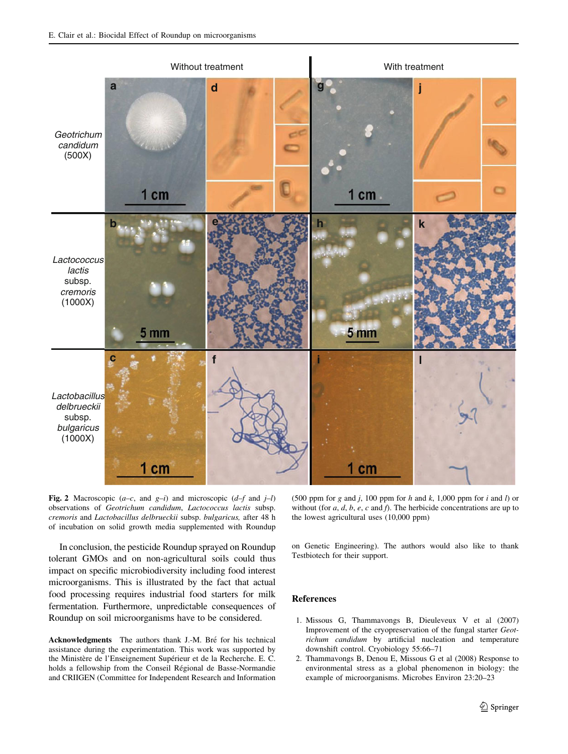**Fig. 2** Macroscopic (*a–c*, and *g–i*) and microscopic (*d–f* and *j–l*) observations of *Geotrichum candidum*, *Lactococcus lactis* subsp. *cremoris* and *Lactobacillus delbrueckii* subsp. *bulgaricus,* after 48 h of incubation on solid growth media supplemented with Roundup (500 ppm for *g* and *j*, 100 ppm for *h* and *k*, 1,000 ppm for *i* and *l*) or without (for *a*, *d*, *b*, *e*, *c* and *f*). The herbicide concentrations are up to the lowest agricultural uses (10,000 ppm)

In conclusion, the pesticide Roundup sprayed on Roundup tolerant GMOs and on non-agricultural soils could thus impact on specific microbiodiversity including food interest microorganisms. This is illustrated by the fact that actual food processing requires industrial food starters for milk fermentation. Furthermore, unpredictable consequences of Roundup on soil microorganisms have to be considered.

**Acknowledgments** The authors thank J.-M. Bré for his technical assistance during the experimentation. This work was supported by the Ministère de l'Enseignement Supérieur et de la Recherche. E. C. holds a fellowship from the Conseil Régional de Basse-Normandie and CRIIGEN (Committee for Independent Research and Information on Genetic Engineering). The authors would also like to thank Testbiotech for their support.

## References

1. Missous G, Thammavongs B, Dieuleveux V et al (2007) Improvement of the cryopreservation of the fungal starter *Geotrichum candidum* by artificial nucleation and temperature downshift control. Cryobiology 55:66–71
2. Thammavongs B, Denou E, Missous G et al (2008) Response to environmental stress as a global phenomenon in biology: the example of microorganisms. Microbes Environ 23:20–23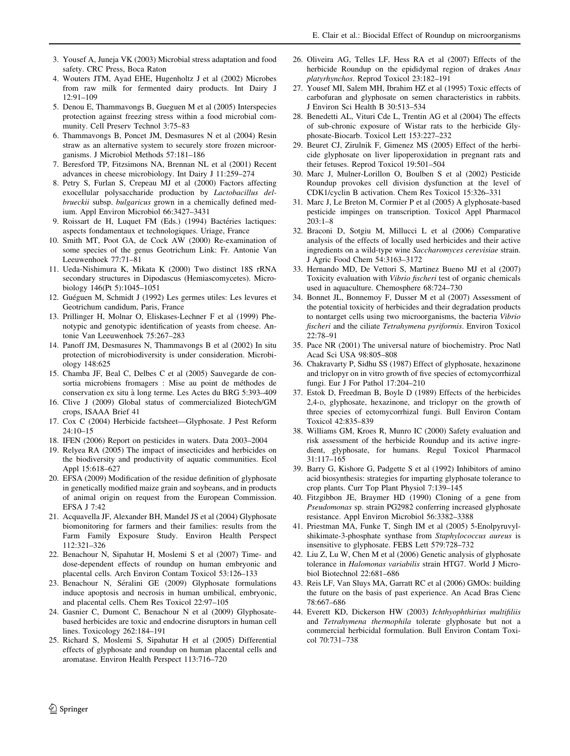3. Yousef A, Juneja VK (2003) Microbial stress adaptation and food safety. CRC Press, Boca Raton
4. Wouters JTM, Ayad EHE, Hugenholtz J et al (2002) Microbes from raw milk for fermented dairy products. Int Dairy J 12:91–109
5. Denou E, Thammavongs B, Gueguen M et al (2005) Interspecies protection against freezing stress within a food microbial community. Cell Preserv Technol 3:75–83
6. Thammavongs B, Poncet JM, Desmasures N et al (2004) Resin straw as an alternative system to securely store frozen microorganisms. J Microbiol Methods 57:181–186
7. Beresford TP, Fitzsimons NA, Brennan NL et al (2001) Recent advances in cheese microbiology. Int Dairy J 11:259–274
8. Petry S, Furlan S, Crepeau MJ et al (2000) Factors affecting exocellular polysaccharide production by *Lactobacillus delbrueckii* subsp. *bulgaricus* grown in a chemically defined medium. Appl Environ Microbiol 66:3427–3431
9. Roissart de H, Luquet FM (Eds.) (1994) Bactéries lactiques: aspects fondamentaux et technologiques. Uriage, France
10. Smith MT, Poot GA, de Cock AW (2000) Re-examination of some species of the genus Geotrichum Link: Fr. Antonie Van Leeuwenhoek 77:71–81
11. Ueda-Nishimura K, Mikata K (2000) Two distinct 18S rRNA secondary structures in Dipodascus (Hemiascomycetes). Microbiology 146(Pt 5):1045–1051
12. Guéguen M, Schmidt J (1992) Les germes utiles: Les levures et Geotrichum candidum, Paris, France
13. Prillinger H, Molnar O, Eliskases-Lechner F et al (1999) Phenotypic and genotypic identification of yeasts from cheese. Antonie Van Leeuwenhoek 75:267–283
14. Panoff JM, Desmasures N, Thammavongs B et al (2002) In situ protection of microbiodiversity is under consideration. Microbiology 148:625
15. Chamba JF, Beal C, Delbes C et al (2005) Sauvegarde de consortia microbiens fromagers : Mise au point de méthodes de conservation ex situ à long terme. Les Actes du BRG 5:393–409
16. Clive J (2009) Global status of commercialized Biotech/GM crops, ISAAA Brief 41
17. Cox C (2004) Herbicide factsheet—Glyphosate. J Pest Reform 24:10–15
18. IFEN (2006) Report on pesticides in waters. Data 2003–2004
19. Relyea RA (2005) The impact of insecticides and herbicides on the biodiversity and productivity of aquatic communities. Ecol Appl 15:618–627
20. EFSA (2009) Modification of the residue definition of glyphosate in genetically modified maize grain and soybeans, and in products of animal origin on request from the European Commission. EFSA J 7:42
21. Acquavella JF, Alexander BH, Mandel JS et al (2004) Glyphosate biomonitoring for farmers and their families: results from the Farm Family Exposure Study. Environ Health Perspect 112:321–326
22. Benachour N, Sipahutar H, Moslemi S et al (2007) Time- and dose-dependent effects of roundup on human embryonic and placental cells. Arch Environ Contam Toxicol 53:126–133
23. Benachour N, Séralini GE (2009) Glyphosate formulations induce apoptosis and necrosis in human umbilical, embryonic, and placental cells. Chem Res Toxicol 22:97–105
24. Gasnier C, Dumont C, Benachour N et al (2009) Glyphosate-based herbicides are toxic and endocrine disruptors in human cell lines. Toxicology 262:184–191
25. Richard S, Moslemi S, Sipahutar H et al (2005) Differential effects of glyphosate and roundup on human placental cells and aromatase. Environ Health Perspect 113:716–720
26. Oliveira AG, Telles LF, Hess RA et al (2007) Effects of the herbicide Roundup on the epididymal region of drakes *Anas platyrhynchos*. Reprod Toxicol 23:182–191
27. Yousef MI, Salem MH, Ibrahim HZ et al (1995) Toxic effects of carbofuran and glyphosate on semen characteristics in rabbits. J Environ Sci Health B 30:513–534
28. Benedetti AL, Vituri Cde L, Trentin AG et al (2004) The effects of sub-chronic exposure of Wistar rats to the herbicide Glyphosate-Biocarb. Toxicol Lett 153:227–232
29. Beuret CJ, Zirulnik F, Gimenez MS (2005) Effect of the herbicide glyphosate on liver lipoperoxidation in pregnant rats and their fetuses. Reprod Toxicol 19:501–504
30. Marc J, Mulner-Lorillon O, Boulben S et al (2002) Pesticide Roundup provokes cell division dysfunction at the level of CDK1/cyclin B activation. Chem Res Toxicol 15:326–331
31. Marc J, Le Breton M, Cormier P et al (2005) A glyphosate-based pesticide impinges on transcription. Toxicol Appl Pharmacol 203:1–8
32. Braconi D, Sotgiu M, Millucci L et al (2006) Comparative analysis of the effects of locally used herbicides and their active ingredients on a wild-type wine *Saccharomyces cerevisiae* strain. J Agric Food Chem 54:3163–3172
33. Hernando MD, De Vettori S, Martinez Bueno MJ et al (2007) Toxicity evaluation with *Vibrio fischeri* test of organic chemicals used in aquaculture. Chemosphere 68:724–730
34. Bonnet JL, Bonnemoy F, Dusser M et al (2007) Assessment of the potential toxicity of herbicides and their degradation products to nontarget cells using two microorganisms, the bacteria *Vibrio fischeri* and the ciliate *Tetrahymena pyriformis*. Environ Toxicol 22:78–91
35. Pace NR (2001) The universal nature of biochemistry. Proc Natl Acad Sci USA 98:805–808
36. Chakravarty P, Sidhu SS (1987) Effect of glyphosate, hexazinone and triclopyr on in vitro growth of five species of ectomycorrhizal fungi. Eur J For Pathol 17:204–210
37. Estok D, Freedman B, Boyle D (1989) Effects of the herbicides 2,4-D, glyphosate, hexazinone, and triclopyr on the growth of three species of ectomycorrhizal fungi. Bull Environ Contam Toxicol 42:835–839
38. Williams GM, Kroes R, Munro IC (2000) Safety evaluation and risk assessment of the herbicide Roundup and its active ingredient, glyphosate, for humans. Regul Toxicol Pharmacol 31:117–165
39. Barry G, Kishore G, Padgette S et al (1992) Inhibitors of amino acid biosynthesis: strategies for imparting glyphosate tolerance to crop plants. Curr Top Plant Physiol 7:139–145
40. Fitzgibbon JE, Braymer HD (1990) Cloning of a gene from *Pseudomonas* sp. strain PG2982 conferring increased glyphosate resistance. Appl Environ Microbiol 56:3382–3388
41. Priestman MA, Funke T, Singh IM et al (2005) 5-Enolpyruvylshikimate-3-phosphate synthase from *Staphylococcus aureus* is insensitive to glyphosate. FEBS Lett 579:728–732
42. Liu Z, Lu W, Chen M et al (2006) Genetic analysis of glyphosate tolerance in *Halomonas variabilis* strain HTG7. World J Microbiol Biotechnol 22:681–686
43. Reis LF, Van Sluys MA, Garratt RC et al (2006) GMOs: building the future on the basis of past experience. An Acad Bras Cienc 78:667–686
44. Everett KD, Dickerson HW (2003) *Ichthyophthirius multifiliis* and *Tetrahymena thermophila* tolerate glyphosate but not a commercial herbicidal formulation. Bull Environ Contam Toxicol 70:731–738